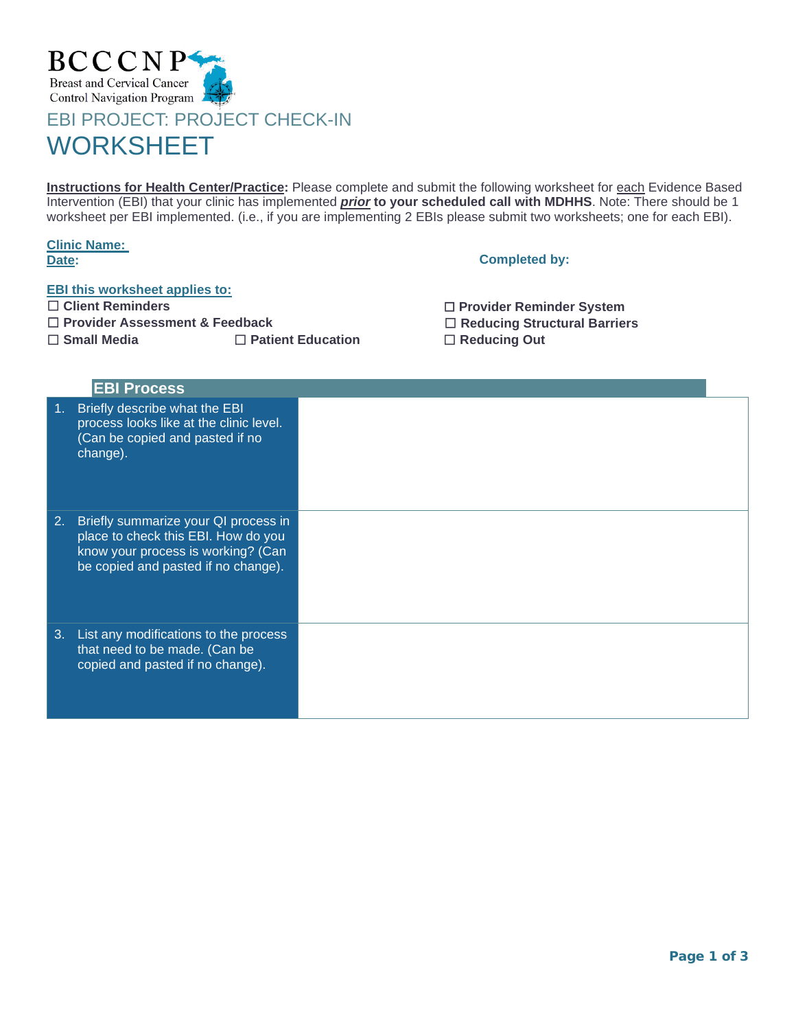BCCCNP
Breast and Cervical Cancer Control Navigation Program

# EBI PROJECT: PROJECT CHECK-IN WORKSHEET

**Instructions for Health Center/Practice:** Please complete and submit the following worksheet for each Evidence Based Intervention (EBI) that your clinic has implemented ***prior*** **to your scheduled call with MDHHS**. Note: There should be 1 worksheet per EBI implemented. (i.e., if you are implementing 2 EBIs please submit two worksheets; one for each EBI).

**Clinic Name:**

**Date:**

**Completed by:**

**EBI this worksheet applies to:**

- ☐ **Client Reminders**
- ☐ **Provider Assessment & Feedback**
- ☐ **Small Media**
- ☐ **Patient Education**
- ☐ **Provider Reminder System**
- ☐ **Reducing Structural Barriers**
- ☐ **Reducing Out**

## EBI Process

| | |
|---|---|
| 1. Briefly describe what the EBI process looks like at the clinic level. (Can be copied and pasted if no change). | |
| 2. Briefly summarize your QI process in place to check this EBI. How do you know your process is working? (Can be copied and pasted if no change). | |
| 3. List any modifications to the process that need to be made. (Can be copied and pasted if no change). | |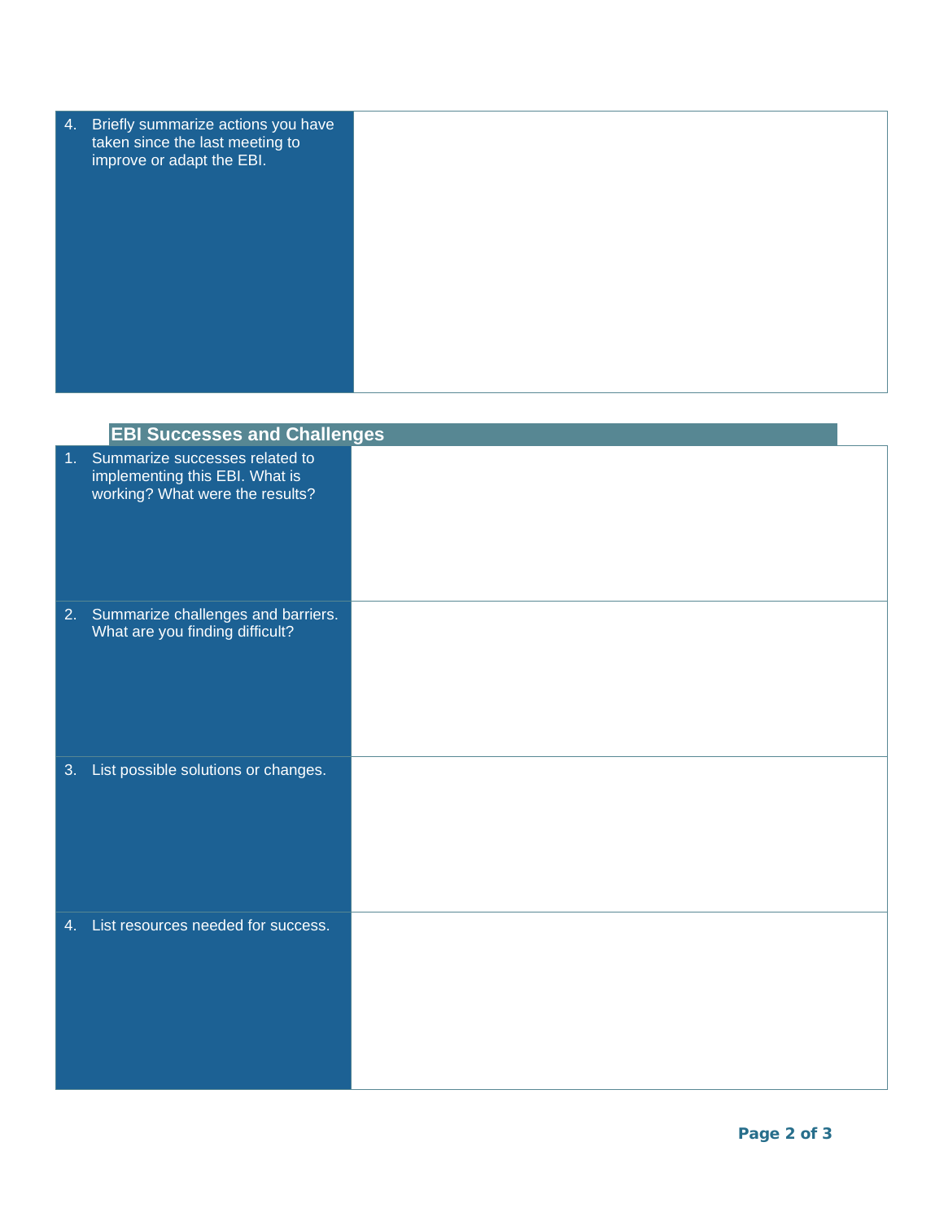| | |
|---|---|
| 4. Briefly summarize actions you have taken since the last meeting to improve or adapt the EBI. | |

## EBI Successes and Challenges

| | |
|---|---|
| 1. Summarize successes related to implementing this EBI. What is working? What were the results? | |
| 2. Summarize challenges and barriers. What are you finding difficult? | |
| 3. List possible solutions or changes. | |
| 4. List resources needed for success. | |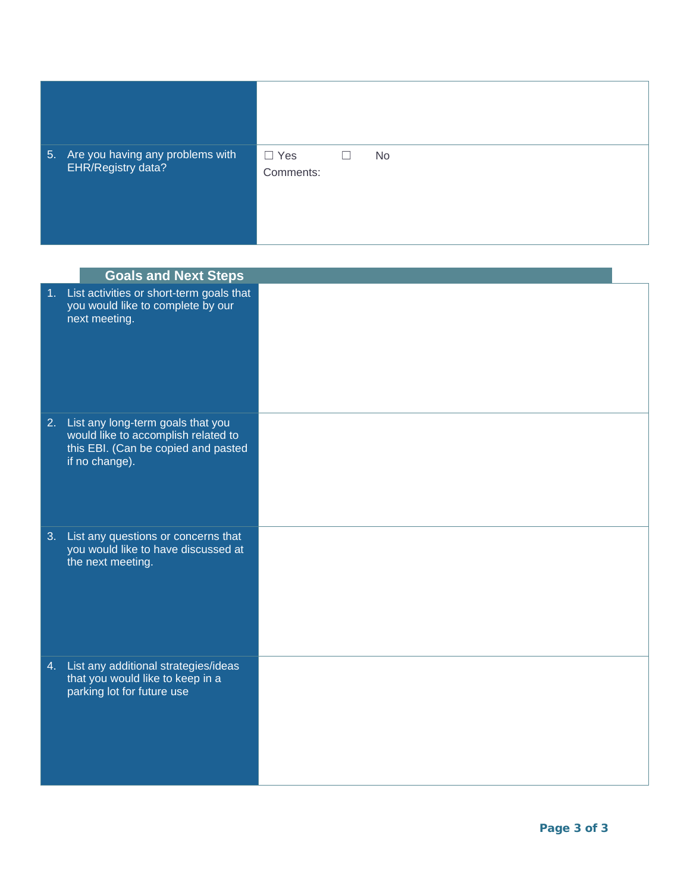| | |
|---|---|
| | |
| 5. Are you having any problems with EHR/Registry data? | ☐ Yes ☐ No<br>Comments: |

## Goals and Next Steps

| | |
|---|---|
| 1. List activities or short-term goals that you would like to complete by our next meeting. | |
| 2. List any long-term goals that you would like to accomplish related to this EBI. (Can be copied and pasted if no change). | |
| 3. List any questions or concerns that you would like to have discussed at the next meeting. | |
| 4. List any additional strategies/ideas that you would like to keep in a parking lot for future use | |